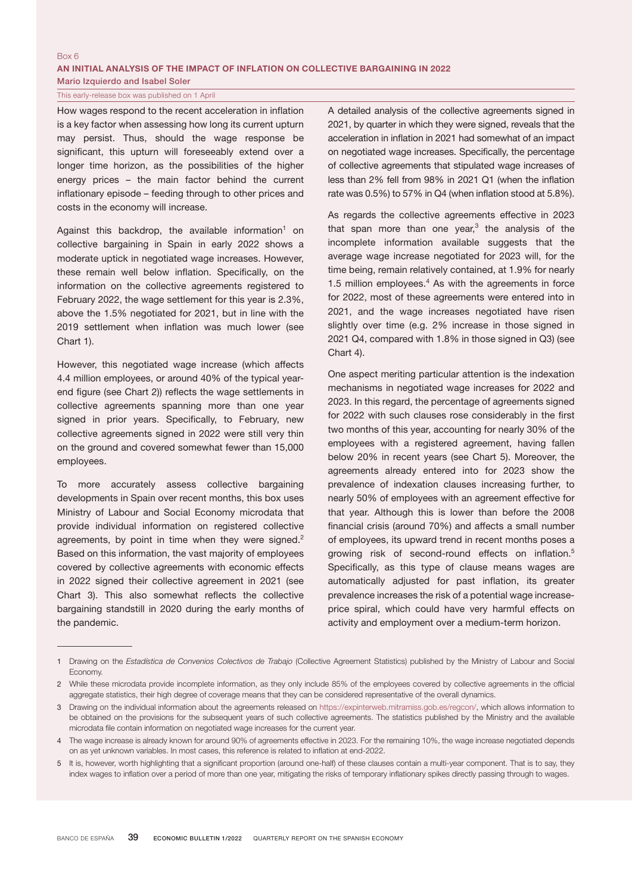Box 6

## AN INITIAL ANALYSIS OF THE IMPACT OF INFLATION ON COLLECTIVE BARGAINING IN 2022

Mario Izquierdo and Isabel Soler

This early-release box was published on 1 April

How wages respond to the recent acceleration in inflation is a key factor when assessing how long its current upturn may persist. Thus, should the wage response be significant, this upturn will foreseeably extend over a longer time horizon, as the possibilities of the higher energy prices – the main factor behind the current inflationary episode – feeding through to other prices and costs in the economy will increase.

Against this backdrop, the available information[1] on collective bargaining in Spain in early 2022 shows a moderate uptick in negotiated wage increases. However, these remain well below inflation. Specifically, on the information on the collective agreements registered to February 2022, the wage settlement for this year is 2.3%, above the 1.5% negotiated for 2021, but in line with the 2019 settlement when inflation was much lower (see Chart 1).

However, this negotiated wage increase (which affects 4.4 million employees, or around 40% of the typical year-end figure (see Chart 2)) reflects the wage settlements in collective agreements spanning more than one year signed in prior years. Specifically, to February, new collective agreements signed in 2022 were still very thin on the ground and covered somewhat fewer than 15,000 employees.

To more accurately assess collective bargaining developments in Spain over recent months, this box uses Ministry of Labour and Social Economy microdata that provide individual information on registered collective agreements, by point in time when they were signed.[2] Based on this information, the vast majority of employees covered by collective agreements with economic effects in 2022 signed their collective agreement in 2021 (see Chart 3). This also somewhat reflects the collective bargaining standstill in 2020 during the early months of the pandemic.

A detailed analysis of the collective agreements signed in 2021, by quarter in which they were signed, reveals that the acceleration in inflation in 2021 had somewhat of an impact on negotiated wage increases. Specifically, the percentage of collective agreements that stipulated wage increases of less than 2% fell from 98% in 2021 Q1 (when the inflation rate was 0.5%) to 57% in Q4 (when inflation stood at 5.8%).

As regards the collective agreements effective in 2023 that span more than one year,[3] the analysis of the incomplete information available suggests that the average wage increase negotiated for 2023 will, for the time being, remain relatively contained, at 1.9% for nearly 1.5 million employees.[4] As with the agreements in force for 2022, most of these agreements were entered into in 2021, and the wage increases negotiated have risen slightly over time (e.g. 2% increase in those signed in 2021 Q4, compared with 1.8% in those signed in Q3) (see Chart 4).

One aspect meriting particular attention is the indexation mechanisms in negotiated wage increases for 2022 and 2023. In this regard, the percentage of agreements signed for 2022 with such clauses rose considerably in the first two months of this year, accounting for nearly 30% of the employees with a registered agreement, having fallen below 20% in recent years (see Chart 5). Moreover, the agreements already entered into for 2023 show the prevalence of indexation clauses increasing further, to nearly 50% of employees with an agreement effective for that year. Although this is lower than before the 2008 financial crisis (around 70%) and affects a small number of employees, its upward trend in recent months poses a growing risk of second-round effects on inflation.[5] Specifically, as this type of clause means wages are automatically adjusted for past inflation, its greater prevalence increases the risk of a potential wage increase-price spiral, which could have very harmful effects on activity and employment over a medium-term horizon.

---

1 Drawing on the *Estadística de Convenios Colectivos de Trabajo* (Collective Agreement Statistics) published by the Ministry of Labour and Social Economy.

2 While these microdata provide incomplete information, as they only include 85% of the employees covered by collective agreements in the official aggregate statistics, their high degree of coverage means that they can be considered representative of the overall dynamics.

3 Drawing on the individual information about the agreements released on https://expinterweb.mitramiss.gob.es/regcon/, which allows information to be obtained on the provisions for the subsequent years of such collective agreements. The statistics published by the Ministry and the available microdata file contain information on negotiated wage increases for the current year.

4 The wage increase is already known for around 90% of agreements effective in 2023. For the remaining 10%, the wage increase negotiated depends on as yet unknown variables. In most cases, this reference is related to inflation at end-2022.

5 It is, however, worth highlighting that a significant proportion (around one-half) of these clauses contain a multi-year component. That is to say, they index wages to inflation over a period of more than one year, mitigating the risks of temporary inflationary spikes directly passing through to wages.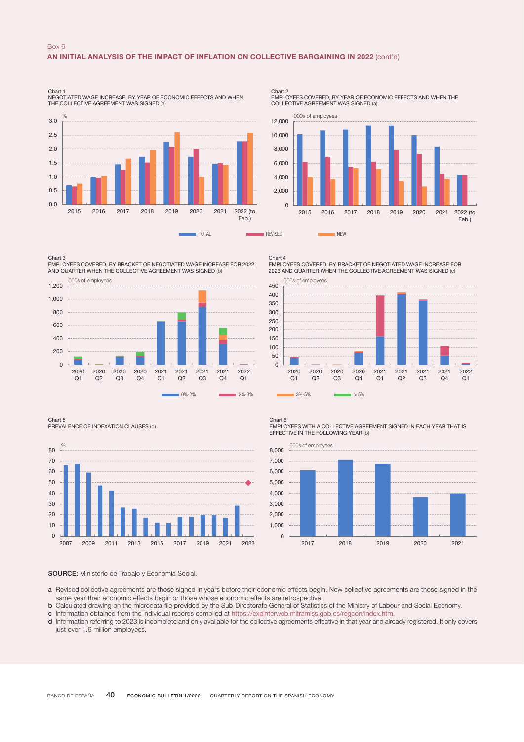Box 6

## AN INITIAL ANALYSIS OF THE IMPACT OF INFLATION ON COLLECTIVE BARGAINING IN 2022 (cont'd)

Chart 1
NEGOTIATED WAGE INCREASE, BY YEAR OF ECONOMIC EFFECTS AND WHEN THE COLLECTIVE AGREEMENT WAS SIGNED (a)

Chart 2
EMPLOYEES COVERED, BY YEAR OF ECONOMIC EFFECTS AND WHEN THE COLLECTIVE AGREEMENT WAS SIGNED (a)

TOTAL — REVISED — NEW

Chart 3
EMPLOYEES COVERED, BY BRACKET OF NEGOTIATED WAGE INCREASE FOR 2022 AND QUARTER WHEN THE COLLECTIVE AGREEMENT WAS SIGNED (b)

Chart 4
EMPLOYEES COVERED, BY BRACKET OF NEGOTIATED WAGE INCREASE FOR 2023 AND QUARTER WHEN THE COLLECTIVE AGREEMENT WAS SIGNED (c)

0%-2% — 2%-3% — 3%-5% — > 5%

Chart 5
PREVALENCE OF INDEXATION CLAUSES (d)

Chart 6
EMPLOYEES WITH A COLLECTIVE AGREEMENT SIGNED IN EACH YEAR THAT IS EFFECTIVE IN THE FOLLOWING YEAR (b)

**SOURCE:** Ministerio de Trabajo y Economía Social.

a Revised collective agreements are those signed in years before their economic effects begin. New collective agreements are those signed in the same year their economic effects begin or those whose economic effects are retrospective.
b Calculated drawing on the microdata file provided by the Sub-Directorate General of Statistics of the Ministry of Labour and Social Economy.
c Information obtained from the individual records compiled at https://expinterweb.mitramiss.gob.es/regcon/index.htm.
d Information referring to 2023 is incomplete and only available for the collective agreements effective in that year and already registered. It only covers just over 1.6 million employees.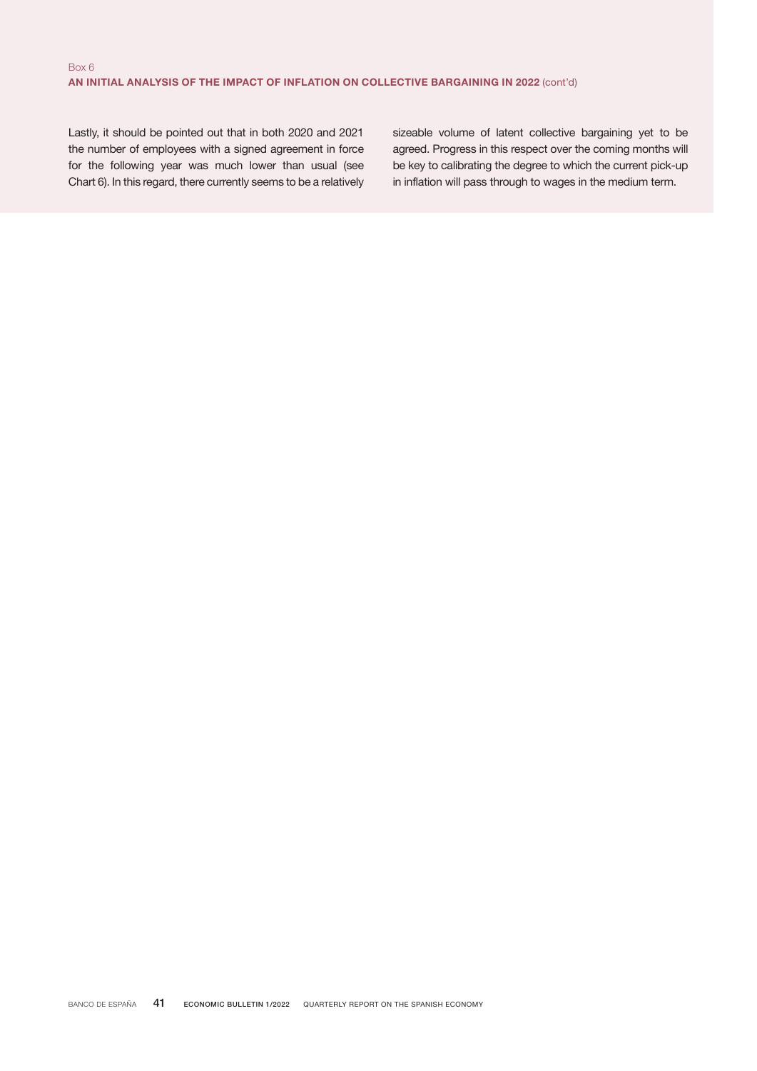Box 6
**AN INITIAL ANALYSIS OF THE IMPACT OF INFLATION ON COLLECTIVE BARGAINING IN 2022** (cont'd)

Lastly, it should be pointed out that in both 2020 and 2021 the number of employees with a signed agreement in force for the following year was much lower than usual (see Chart 6). In this regard, there currently seems to be a relatively sizeable volume of latent collective bargaining yet to be agreed. Progress in this respect over the coming months will be key to calibrating the degree to which the current pick-up in inflation will pass through to wages in the medium term.